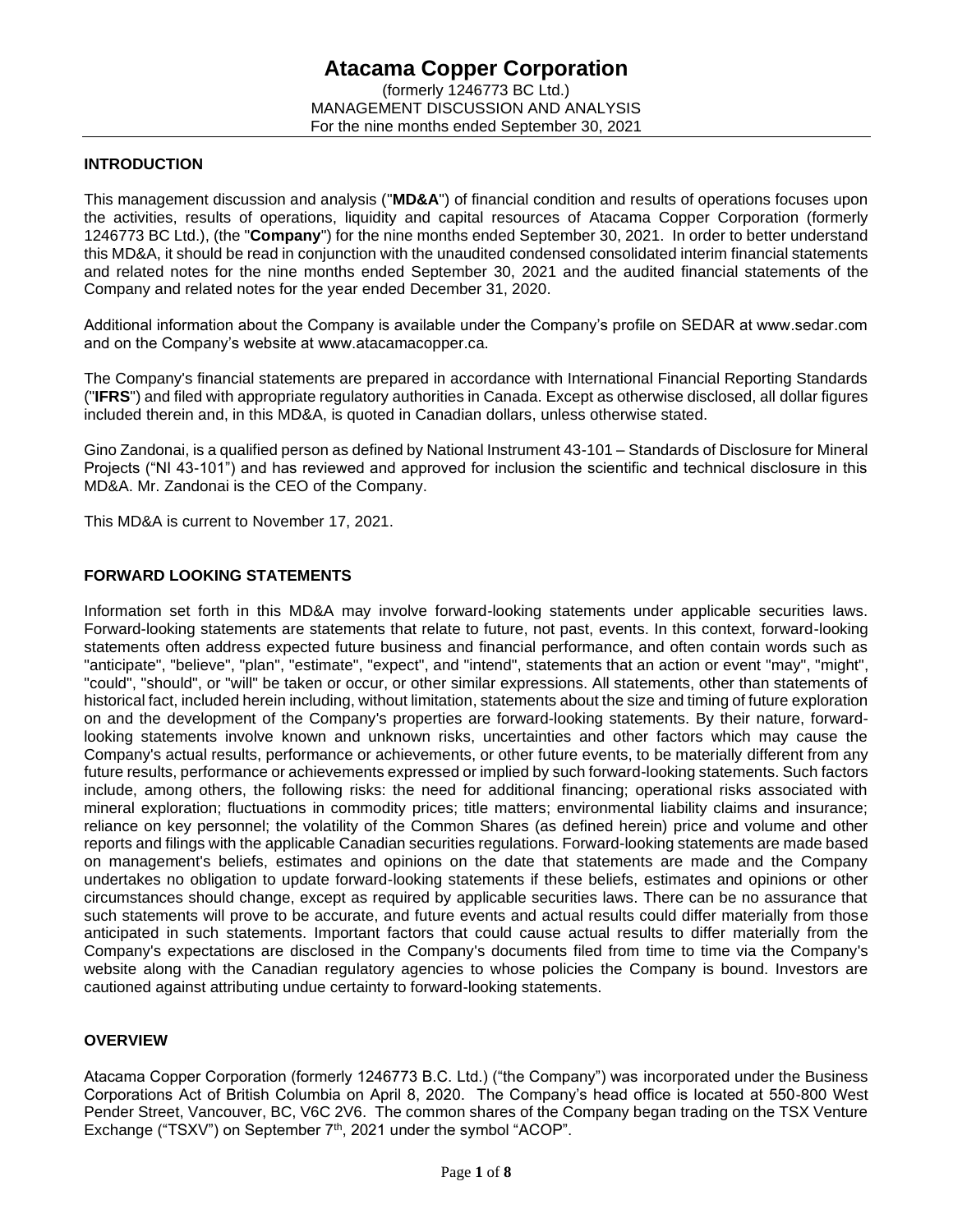# Atacama Copper Corporation

(formerly 1246773 BC Ltd.)
MANAGEMENT DISCUSSION AND ANALYSIS
For the nine months ended September 30, 2021

## INTRODUCTION

This management discussion and analysis ("**MD&A**") of financial condition and results of operations focuses upon the activities, results of operations, liquidity and capital resources of Atacama Copper Corporation (formerly 1246773 BC Ltd.), (the "**Company**") for the nine months ended September 30, 2021. In order to better understand this MD&A, it should be read in conjunction with the unaudited condensed consolidated interim financial statements and related notes for the nine months ended September 30, 2021 and the audited financial statements of the Company and related notes for the year ended December 31, 2020.

Additional information about the Company is available under the Company's profile on SEDAR at www.sedar.com and on the Company's website at www.atacamacopper.ca.

The Company's financial statements are prepared in accordance with International Financial Reporting Standards ("**IFRS**") and filed with appropriate regulatory authorities in Canada. Except as otherwise disclosed, all dollar figures included therein and, in this MD&A, is quoted in Canadian dollars, unless otherwise stated.

Gino Zandonai, is a qualified person as defined by National Instrument 43-101 – Standards of Disclosure for Mineral Projects ("NI 43-101") and has reviewed and approved for inclusion the scientific and technical disclosure in this MD&A. Mr. Zandonai is the CEO of the Company.

This MD&A is current to November 17, 2021.

## FORWARD LOOKING STATEMENTS

Information set forth in this MD&A may involve forward-looking statements under applicable securities laws. Forward-looking statements are statements that relate to future, not past, events. In this context, forward-looking statements often address expected future business and financial performance, and often contain words such as "anticipate", "believe", "plan", "estimate", "expect", and "intend", statements that an action or event "may", "might", "could", "should", or "will" be taken or occur, or other similar expressions. All statements, other than statements of historical fact, included herein including, without limitation, statements about the size and timing of future exploration on and the development of the Company's properties are forward-looking statements. By their nature, forward-looking statements involve known and unknown risks, uncertainties and other factors which may cause the Company's actual results, performance or achievements, or other future events, to be materially different from any future results, performance or achievements expressed or implied by such forward-looking statements. Such factors include, among others, the following risks: the need for additional financing; operational risks associated with mineral exploration; fluctuations in commodity prices; title matters; environmental liability claims and insurance; reliance on key personnel; the volatility of the Common Shares (as defined herein) price and volume and other reports and filings with the applicable Canadian securities regulations. Forward-looking statements are made based on management's beliefs, estimates and opinions on the date that statements are made and the Company undertakes no obligation to update forward-looking statements if these beliefs, estimates and opinions or other circumstances should change, except as required by applicable securities laws. There can be no assurance that such statements will prove to be accurate, and future events and actual results could differ materially from those anticipated in such statements. Important factors that could cause actual results to differ materially from the Company's expectations are disclosed in the Company's documents filed from time to time via the Company's website along with the Canadian regulatory agencies to whose policies the Company is bound. Investors are cautioned against attributing undue certainty to forward-looking statements.

## OVERVIEW

Atacama Copper Corporation (formerly 1246773 B.C. Ltd.) ("the Company") was incorporated under the Business Corporations Act of British Columbia on April 8, 2020. The Company's head office is located at 550-800 West Pender Street, Vancouver, BC, V6C 2V6. The common shares of the Company began trading on the TSX Venture Exchange ("TSXV") on September 7th, 2021 under the symbol "ACOP".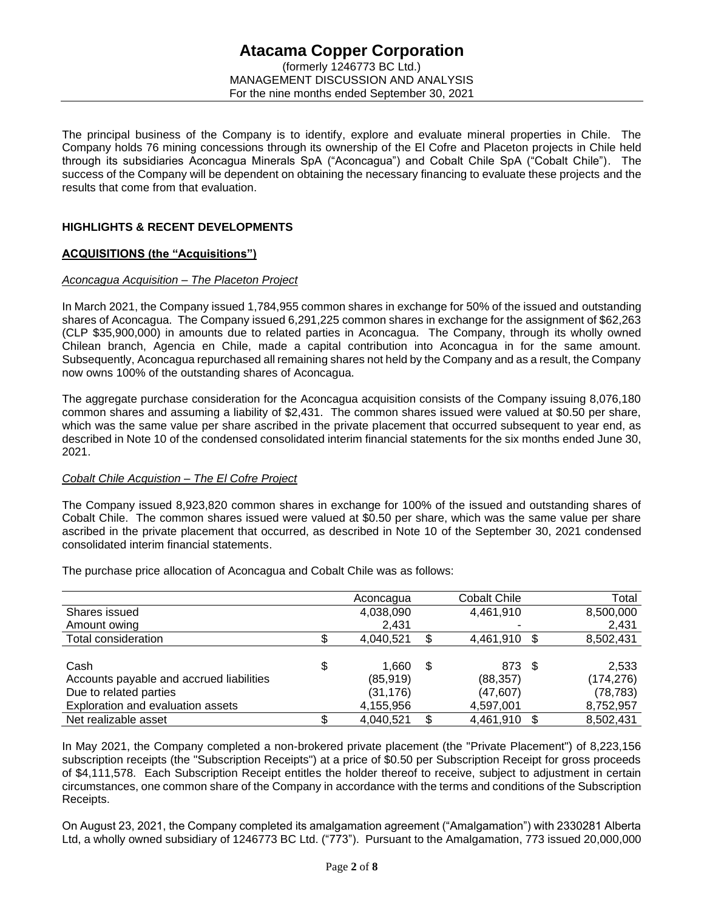The principal business of the Company is to identify, explore and evaluate mineral properties in Chile. The Company holds 76 mining concessions through its ownership of the El Cofre and Placeton projects in Chile held through its subsidiaries Aconcagua Minerals SpA ("Aconcagua") and Cobalt Chile SpA ("Cobalt Chile"). The success of the Company will be dependent on obtaining the necessary financing to evaluate these projects and the results that come from that evaluation.

## HIGHLIGHTS & RECENT DEVELOPMENTS

### ACQUISITIONS (the "Acquisitions")

*Aconcagua Acquisition – The Placeton Project*

In March 2021, the Company issued 1,784,955 common shares in exchange for 50% of the issued and outstanding shares of Aconcagua. The Company issued 6,291,225 common shares in exchange for the assignment of $62,263 (CLP $35,900,000) in amounts due to related parties in Aconcagua. The Company, through its wholly owned Chilean branch, Agencia en Chile, made a capital contribution into Aconcagua in for the same amount. Subsequently, Aconcagua repurchased all remaining shares not held by the Company and as a result, the Company now owns 100% of the outstanding shares of Aconcagua.

The aggregate purchase consideration for the Aconcagua acquisition consists of the Company issuing 8,076,180 common shares and assuming a liability of $2,431. The common shares issued were valued at $0.50 per share, which was the same value per share ascribed in the private placement that occurred subsequent to year end, as described in Note 10 of the condensed consolidated interim financial statements for the six months ended June 30, 2021.

*Cobalt Chile Acquistion – The El Cofre Project*

The Company issued 8,923,820 common shares in exchange for 100% of the issued and outstanding shares of Cobalt Chile. The common shares issued were valued at $0.50 per share, which was the same value per share ascribed in the private placement that occurred, as described in Note 10 of the September 30, 2021 condensed consolidated interim financial statements.

The purchase price allocation of Aconcagua and Cobalt Chile was as follows:

| | Aconcagua | Cobalt Chile | Total |
|---|---|---|---|
| Shares issued | 4,038,090 | 4,461,910 | 8,500,000 |
| Amount owing | 2,431 | - | 2,431 |
| Total consideration | $ 4,040,521 | $ 4,461,910 | $ 8,502,431 |
| | | | |
| Cash | $ 1,660 | $ 873 | $ 2,533 |
| Accounts payable and accrued liabilities | (85,919) | (88,357) | (174,276) |
| Due to related parties | (31,176) | (47,607) | (78,783) |
| Exploration and evaluation assets | 4,155,956 | 4,597,001 | 8,752,957 |
| Net realizable asset | $ 4,040,521 | $ 4,461,910 | $ 8,502,431 |

In May 2021, the Company completed a non-brokered private placement (the "Private Placement") of 8,223,156 subscription receipts (the "Subscription Receipts") at a price of $0.50 per Subscription Receipt for gross proceeds of $4,111,578. Each Subscription Receipt entitles the holder thereof to receive, subject to adjustment in certain circumstances, one common share of the Company in accordance with the terms and conditions of the Subscription Receipts.

On August 23, 2021, the Company completed its amalgamation agreement ("Amalgamation") with 2330281 Alberta Ltd, a wholly owned subsidiary of 1246773 BC Ltd. ("773"). Pursuant to the Amalgamation, 773 issued 20,000,000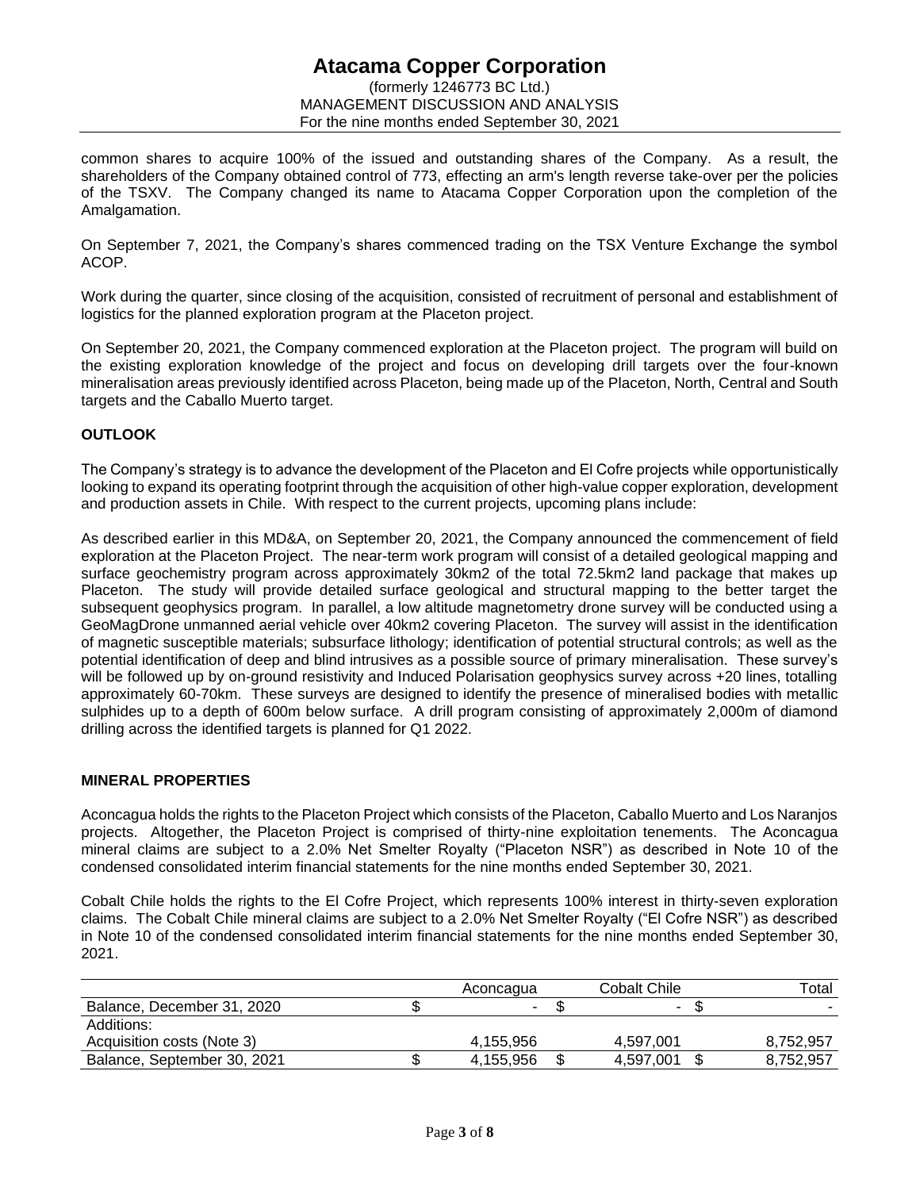common shares to acquire 100% of the issued and outstanding shares of the Company. As a result, the shareholders of the Company obtained control of 773, effecting an arm's length reverse take-over per the policies of the TSXV. The Company changed its name to Atacama Copper Corporation upon the completion of the Amalgamation.

On September 7, 2021, the Company's shares commenced trading on the TSX Venture Exchange the symbol ACOP.

Work during the quarter, since closing of the acquisition, consisted of recruitment of personal and establishment of logistics for the planned exploration program at the Placeton project.

On September 20, 2021, the Company commenced exploration at the Placeton project. The program will build on the existing exploration knowledge of the project and focus on developing drill targets over the four-known mineralisation areas previously identified across Placeton, being made up of the Placeton, North, Central and South targets and the Caballo Muerto target.

## OUTLOOK

The Company's strategy is to advance the development of the Placeton and El Cofre projects while opportunistically looking to expand its operating footprint through the acquisition of other high-value copper exploration, development and production assets in Chile. With respect to the current projects, upcoming plans include:

As described earlier in this MD&A, on September 20, 2021, the Company announced the commencement of field exploration at the Placeton Project. The near-term work program will consist of a detailed geological mapping and surface geochemistry program across approximately 30km2 of the total 72.5km2 land package that makes up Placeton. The study will provide detailed surface geological and structural mapping to the better target the subsequent geophysics program. In parallel, a low altitude magnetometry drone survey will be conducted using a GeoMagDrone unmanned aerial vehicle over 40km2 covering Placeton. The survey will assist in the identification of magnetic susceptible materials; subsurface lithology; identification of potential structural controls; as well as the potential identification of deep and blind intrusives as a possible source of primary mineralisation. These survey's will be followed up by on-ground resistivity and Induced Polarisation geophysics survey across +20 lines, totalling approximately 60-70km. These surveys are designed to identify the presence of mineralised bodies with metallic sulphides up to a depth of 600m below surface. A drill program consisting of approximately 2,000m of diamond drilling across the identified targets is planned for Q1 2022.

## MINERAL PROPERTIES

Aconcagua holds the rights to the Placeton Project which consists of the Placeton, Caballo Muerto and Los Naranjos projects. Altogether, the Placeton Project is comprised of thirty-nine exploitation tenements. The Aconcagua mineral claims are subject to a 2.0% Net Smelter Royalty ("Placeton NSR") as described in Note 10 of the condensed consolidated interim financial statements for the nine months ended September 30, 2021.

Cobalt Chile holds the rights to the El Cofre Project, which represents 100% interest in thirty-seven exploration claims. The Cobalt Chile mineral claims are subject to a 2.0% Net Smelter Royalty ("El Cofre NSR") as described in Note 10 of the condensed consolidated interim financial statements for the nine months ended September 30, 2021.

| | Aconcagua | Cobalt Chile | Total |
|---|---|---|---|
| Balance, December 31, 2020 | $ - | $ - | $ - |
| Additions: | | | |
| Acquisition costs (Note 3) | 4,155,956 | 4,597,001 | 8,752,957 |
| Balance, September 30, 2021 | $ 4,155,956 | $ 4,597,001 | $ 8,752,957 |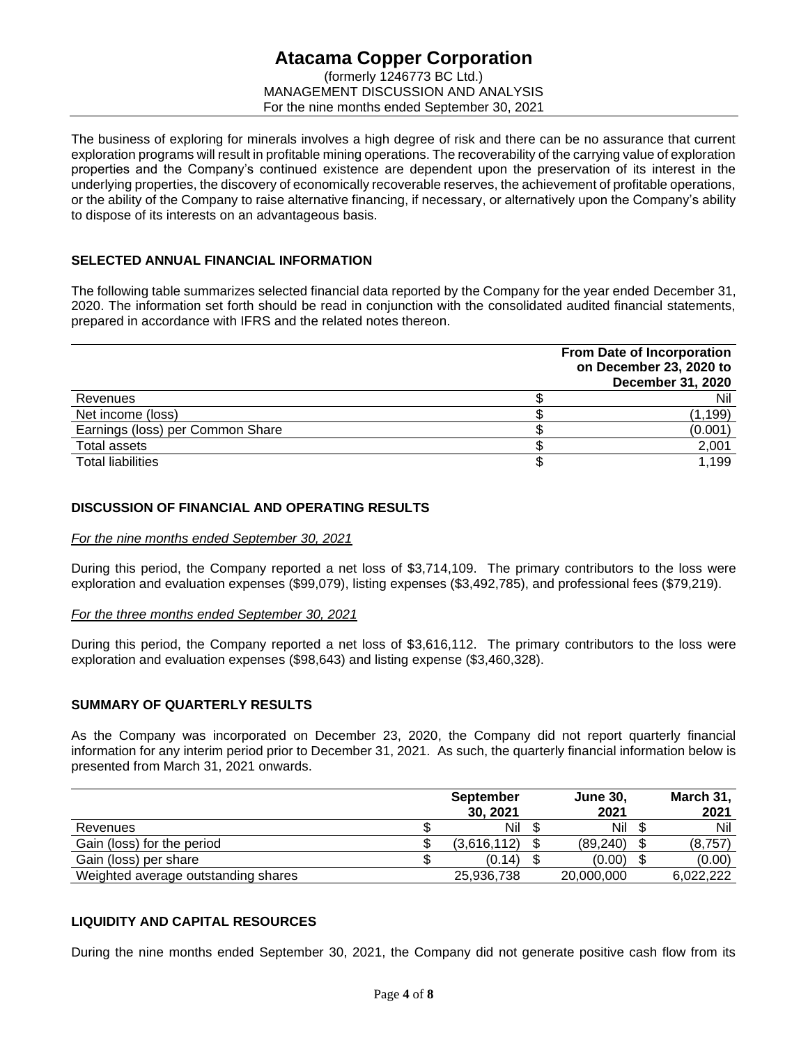The business of exploring for minerals involves a high degree of risk and there can be no assurance that current exploration programs will result in profitable mining operations. The recoverability of the carrying value of exploration properties and the Company's continued existence are dependent upon the preservation of its interest in the underlying properties, the discovery of economically recoverable reserves, the achievement of profitable operations, or the ability of the Company to raise alternative financing, if necessary, or alternatively upon the Company's ability to dispose of its interests on an advantageous basis.

## SELECTED ANNUAL FINANCIAL INFORMATION

The following table summarizes selected financial data reported by the Company for the year ended December 31, 2020. The information set forth should be read in conjunction with the consolidated audited financial statements, prepared in accordance with IFRS and the related notes thereon.

| | | From Date of Incorporation on December 23, 2020 to December 31, 2020 |
|---|---|---|
| Revenues | $ | Nil |
| Net income (loss) | $ | (1,199) |
| Earnings (loss) per Common Share | $ | (0.001) |
| Total assets | $ | 2,001 |
| Total liabilities | $ | 1,199 |

## DISCUSSION OF FINANCIAL AND OPERATING RESULTS

*For the nine months ended September 30, 2021*

During this period, the Company reported a net loss of $3,714,109. The primary contributors to the loss were exploration and evaluation expenses ($99,079), listing expenses ($3,492,785), and professional fees ($79,219).

*For the three months ended September 30, 2021*

During this period, the Company reported a net loss of $3,616,112. The primary contributors to the loss were exploration and evaluation expenses ($98,643) and listing expense ($3,460,328).

## SUMMARY OF QUARTERLY RESULTS

As the Company was incorporated on December 23, 2020, the Company did not report quarterly financial information for any interim period prior to December 31, 2021. As such, the quarterly financial information below is presented from March 31, 2021 onwards.

| | | September 30, 2021 | | June 30, 2021 | | March 31, 2021 |
|---|---|---|---|---|---|---|
| Revenues | $ | Nil | $ | Nil | $ | Nil |
| Gain (loss) for the period | $ | (3,616,112) | $ | (89,240) | $ | (8,757) |
| Gain (loss) per share | $ | (0.14) | $ | (0.00) | $ | (0.00) |
| Weighted average outstanding shares | | 25,936,738 | | 20,000,000 | | 6,022,222 |

## LIQUIDITY AND CAPITAL RESOURCES

During the nine months ended September 30, 2021, the Company did not generate positive cash flow from its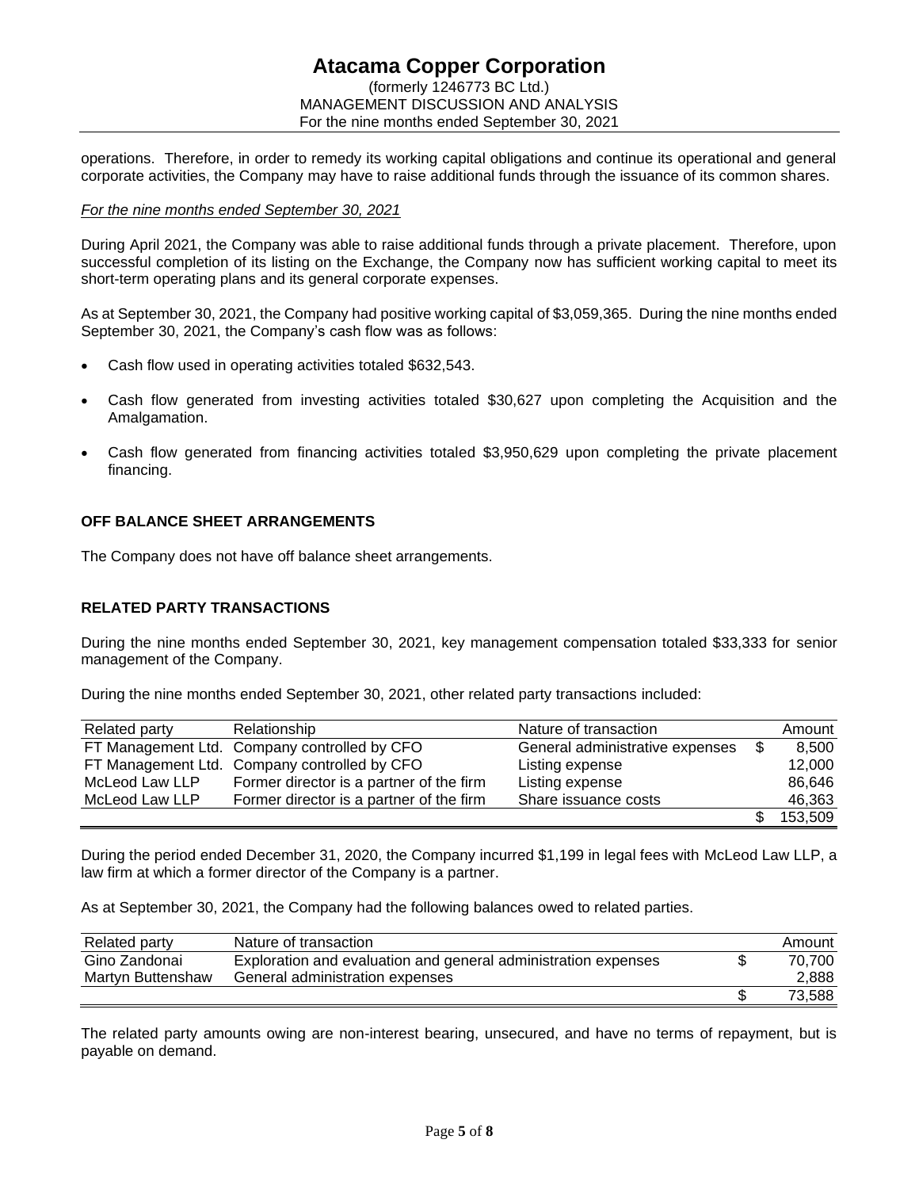operations. Therefore, in order to remedy its working capital obligations and continue its operational and general corporate activities, the Company may have to raise additional funds through the issuance of its common shares.

*For the nine months ended September 30, 2021*

During April 2021, the Company was able to raise additional funds through a private placement. Therefore, upon successful completion of its listing on the Exchange, the Company now has sufficient working capital to meet its short-term operating plans and its general corporate expenses.

As at September 30, 2021, the Company had positive working capital of $3,059,365. During the nine months ended September 30, 2021, the Company's cash flow was as follows:

- Cash flow used in operating activities totaled $632,543.
- Cash flow generated from investing activities totaled $30,627 upon completing the Acquisition and the Amalgamation.
- Cash flow generated from financing activities totaled $3,950,629 upon completing the private placement financing.

## OFF BALANCE SHEET ARRANGEMENTS

The Company does not have off balance sheet arrangements.

## RELATED PARTY TRANSACTIONS

During the nine months ended September 30, 2021, key management compensation totaled $33,333 for senior management of the Company.

During the nine months ended September 30, 2021, other related party transactions included:

| Related party | Relationship | Nature of transaction | Amount |
|---|---|---|---|
| FT Management Ltd. | Company controlled by CFO | General administrative expenses | $ 8,500 |
| FT Management Ltd. | Company controlled by CFO | Listing expense | 12,000 |
| McLeod Law LLP | Former director is a partner of the firm | Listing expense | 86,646 |
| McLeod Law LLP | Former director is a partner of the firm | Share issuance costs | 46,363 |
| | | | $ 153,509 |

During the period ended December 31, 2020, the Company incurred $1,199 in legal fees with McLeod Law LLP, a law firm at which a former director of the Company is a partner.

As at September 30, 2021, the Company had the following balances owed to related parties.

| Related party | Nature of transaction | Amount |
|---|---|---|
| Gino Zandonai | Exploration and evaluation and general administration expenses | $ 70,700 |
| Martyn Buttenshaw | General administration expenses | 2,888 |
| | | $ 73,588 |

The related party amounts owing are non-interest bearing, unsecured, and have no terms of repayment, but is payable on demand.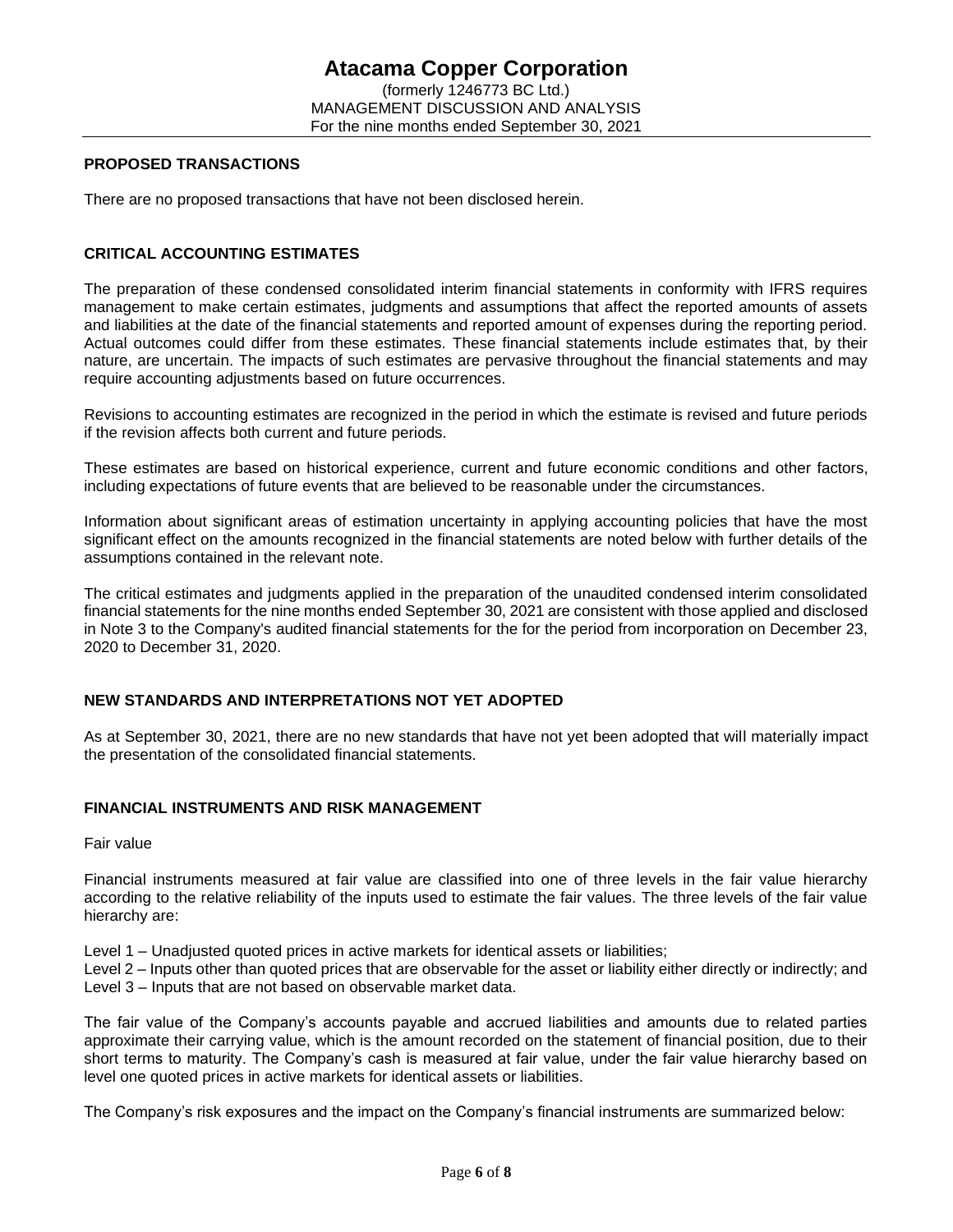## PROPOSED TRANSACTIONS

There are no proposed transactions that have not been disclosed herein.

## CRITICAL ACCOUNTING ESTIMATES

The preparation of these condensed consolidated interim financial statements in conformity with IFRS requires management to make certain estimates, judgments and assumptions that affect the reported amounts of assets and liabilities at the date of the financial statements and reported amount of expenses during the reporting period. Actual outcomes could differ from these estimates. These financial statements include estimates that, by their nature, are uncertain. The impacts of such estimates are pervasive throughout the financial statements and may require accounting adjustments based on future occurrences.

Revisions to accounting estimates are recognized in the period in which the estimate is revised and future periods if the revision affects both current and future periods.

These estimates are based on historical experience, current and future economic conditions and other factors, including expectations of future events that are believed to be reasonable under the circumstances.

Information about significant areas of estimation uncertainty in applying accounting policies that have the most significant effect on the amounts recognized in the financial statements are noted below with further details of the assumptions contained in the relevant note.

The critical estimates and judgments applied in the preparation of the unaudited condensed interim consolidated financial statements for the nine months ended September 30, 2021 are consistent with those applied and disclosed in Note 3 to the Company's audited financial statements for the for the period from incorporation on December 23, 2020 to December 31, 2020.

## NEW STANDARDS AND INTERPRETATIONS NOT YET ADOPTED

As at September 30, 2021, there are no new standards that have not yet been adopted that will materially impact the presentation of the consolidated financial statements.

## FINANCIAL INSTRUMENTS AND RISK MANAGEMENT

Fair value

Financial instruments measured at fair value are classified into one of three levels in the fair value hierarchy according to the relative reliability of the inputs used to estimate the fair values. The three levels of the fair value hierarchy are:

Level 1 – Unadjusted quoted prices in active markets for identical assets or liabilities;
Level 2 – Inputs other than quoted prices that are observable for the asset or liability either directly or indirectly; and
Level 3 – Inputs that are not based on observable market data.

The fair value of the Company's accounts payable and accrued liabilities and amounts due to related parties approximate their carrying value, which is the amount recorded on the statement of financial position, due to their short terms to maturity. The Company's cash is measured at fair value, under the fair value hierarchy based on level one quoted prices in active markets for identical assets or liabilities.

The Company's risk exposures and the impact on the Company's financial instruments are summarized below: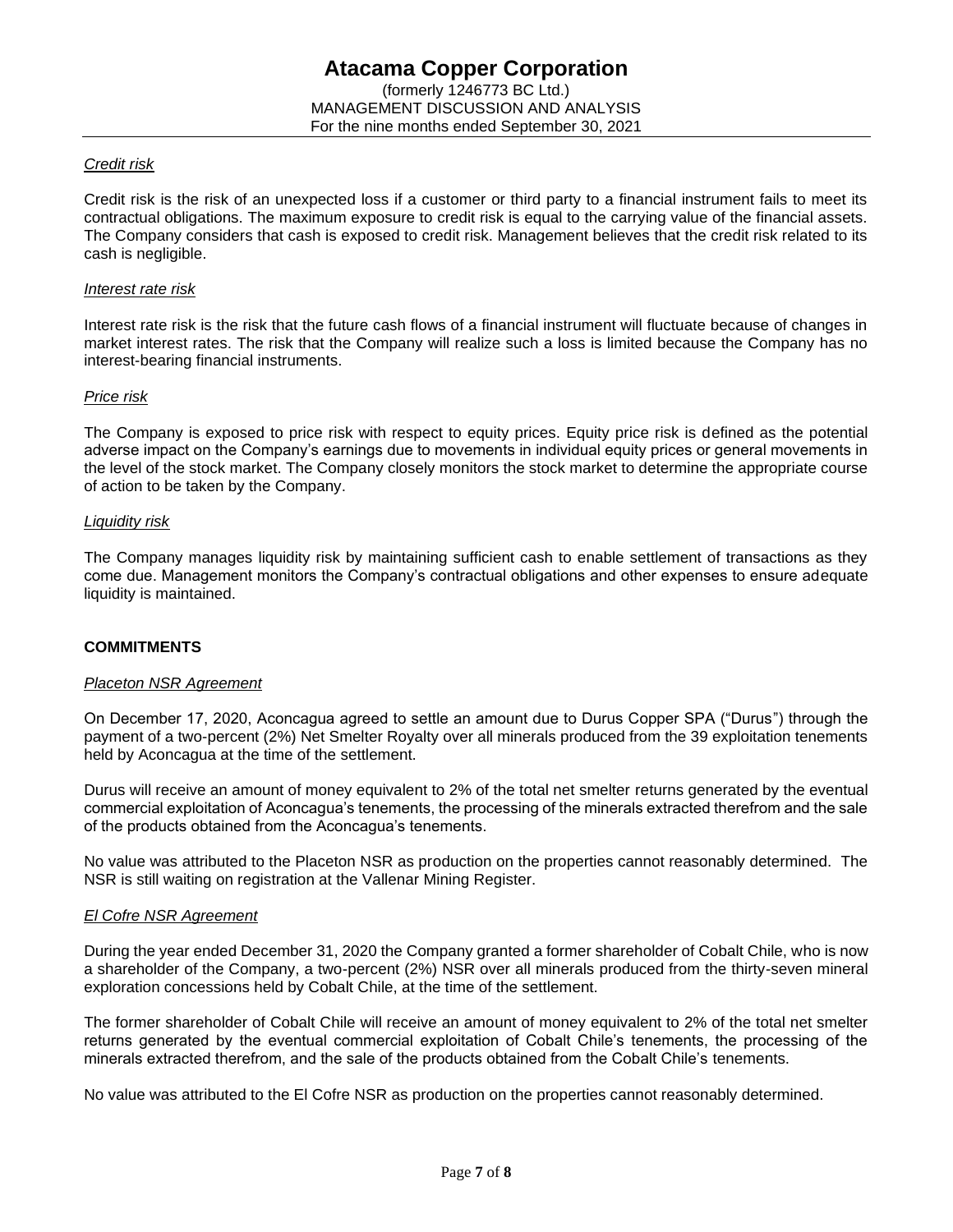*Credit risk*

Credit risk is the risk of an unexpected loss if a customer or third party to a financial instrument fails to meet its contractual obligations. The maximum exposure to credit risk is equal to the carrying value of the financial assets. The Company considers that cash is exposed to credit risk. Management believes that the credit risk related to its cash is negligible.

*Interest rate risk*

Interest rate risk is the risk that the future cash flows of a financial instrument will fluctuate because of changes in market interest rates. The risk that the Company will realize such a loss is limited because the Company has no interest-bearing financial instruments.

*Price risk*

The Company is exposed to price risk with respect to equity prices. Equity price risk is defined as the potential adverse impact on the Company's earnings due to movements in individual equity prices or general movements in the level of the stock market. The Company closely monitors the stock market to determine the appropriate course of action to be taken by the Company.

*Liquidity risk*

The Company manages liquidity risk by maintaining sufficient cash to enable settlement of transactions as they come due. Management monitors the Company's contractual obligations and other expenses to ensure adequate liquidity is maintained.

## COMMITMENTS

*Placeton NSR Agreement*

On December 17, 2020, Aconcagua agreed to settle an amount due to Durus Copper SPA ("Durus") through the payment of a two-percent (2%) Net Smelter Royalty over all minerals produced from the 39 exploitation tenements held by Aconcagua at the time of the settlement.

Durus will receive an amount of money equivalent to 2% of the total net smelter returns generated by the eventual commercial exploitation of Aconcagua's tenements, the processing of the minerals extracted therefrom and the sale of the products obtained from the Aconcagua's tenements.

No value was attributed to the Placeton NSR as production on the properties cannot reasonably determined. The NSR is still waiting on registration at the Vallenar Mining Register.

*El Cofre NSR Agreement*

During the year ended December 31, 2020 the Company granted a former shareholder of Cobalt Chile, who is now a shareholder of the Company, a two-percent (2%) NSR over all minerals produced from the thirty-seven mineral exploration concessions held by Cobalt Chile, at the time of the settlement.

The former shareholder of Cobalt Chile will receive an amount of money equivalent to 2% of the total net smelter returns generated by the eventual commercial exploitation of Cobalt Chile's tenements, the processing of the minerals extracted therefrom, and the sale of the products obtained from the Cobalt Chile's tenements.

No value was attributed to the El Cofre NSR as production on the properties cannot reasonably determined.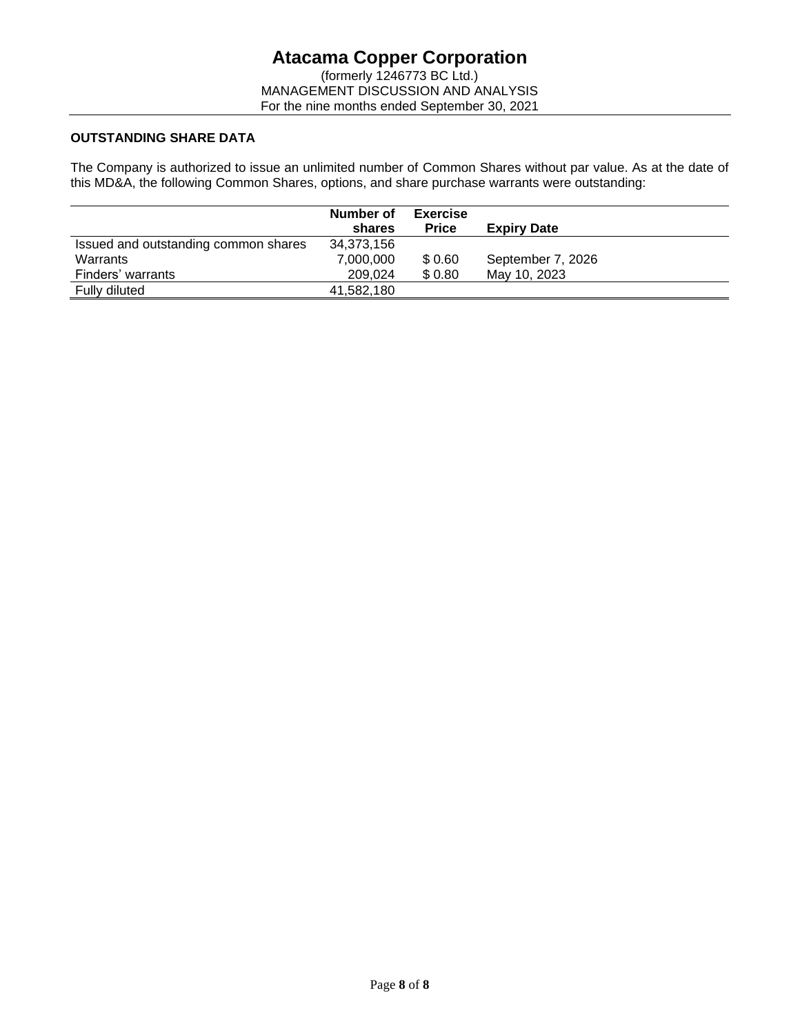## OUTSTANDING SHARE DATA

The Company is authorized to issue an unlimited number of Common Shares without par value. As at the date of this MD&A, the following Common Shares, options, and share purchase warrants were outstanding:

| | Number of shares | Exercise Price | Expiry Date |
|---|---|---|---|
| Issued and outstanding common shares | 34,373,156 | | |
| Warrants | 7,000,000 | $ 0.60 | September 7, 2026 |
| Finders' warrants | 209,024 | $ 0.80 | May 10, 2023 |
| Fully diluted | 41,582,180 | | |